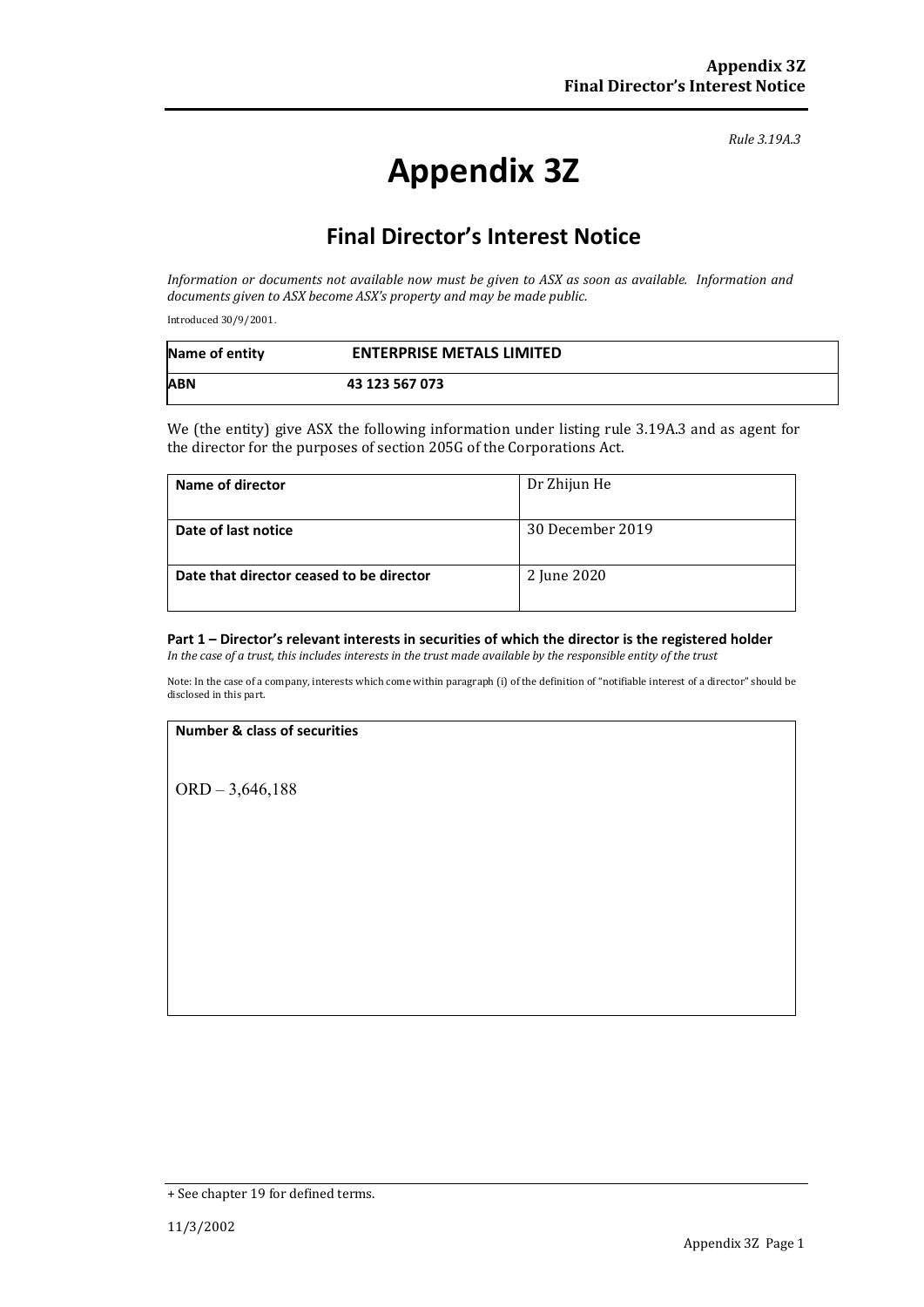*Rule 3.19A.3*

# Appendix 3Z

## Final Director's Interest Notice

*Information or documents not available now must be given to ASX as soon as available. Information and documents given to ASX become ASX's property and may be made public.*

Introduced 30/9/2001.

| **Name of entity** | **ENTERPRISE METALS LIMITED** |
|---|---|
| **ABN** | **43 123 567 073** |

We (the entity) give ASX the following information under listing rule 3.19A.3 and as agent for the director for the purposes of section 205G of the Corporations Act.

| **Name of director** | Dr Zhijun He |
|---|---|
| **Date of last notice** | 30 December 2019 |
| **Date that director ceased to be director** | 2 June 2020 |

### Part 1 – Director's relevant interests in securities of which the director is the registered holder

*In the case of a trust, this includes interests in the trust made available by the responsible entity of the trust*

Note: In the case of a company, interests which come within paragraph (i) of the definition of "notifiable interest of a director" should be disclosed in this part.

| **Number & class of securities** |
|---|
| ORD – 3,646,188 |

+ See chapter 19 for defined terms.

11/3/2002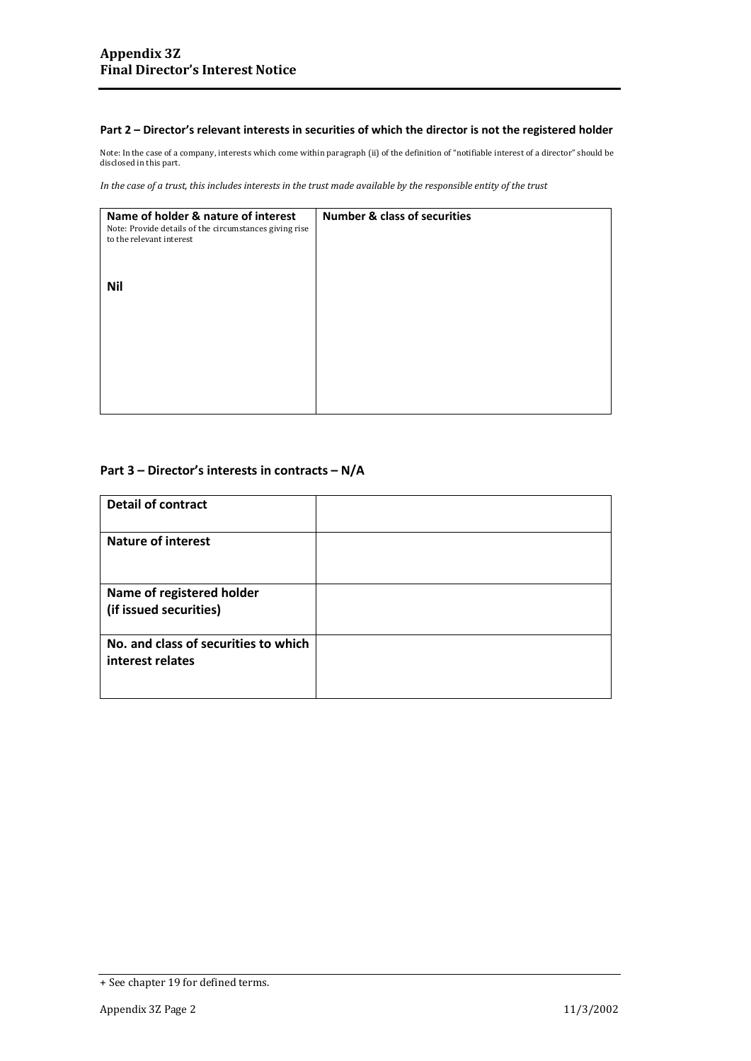## Part 2 – Director's relevant interests in securities of which the director is not the registered holder

Note: In the case of a company, interests which come within paragraph (ii) of the definition of "notifiable interest of a director" should be disclosed in this part.

*In the case of a trust, this includes interests in the trust made available by the responsible entity of the trust*

| **Name of holder & nature of interest**<br>Note: Provide details of the circumstances giving rise to the relevant interest | **Number & class of securities** |
|---|---|
| **Nil** | |

## Part 3 – Director's interests in contracts – N/A

| | |
|---|---|
| **Detail of contract** | |
| **Nature of interest** | |
| **Name of registered holder (if issued securities)** | |
| **No. and class of securities to which interest relates** | |

+ See chapter 19 for defined terms.